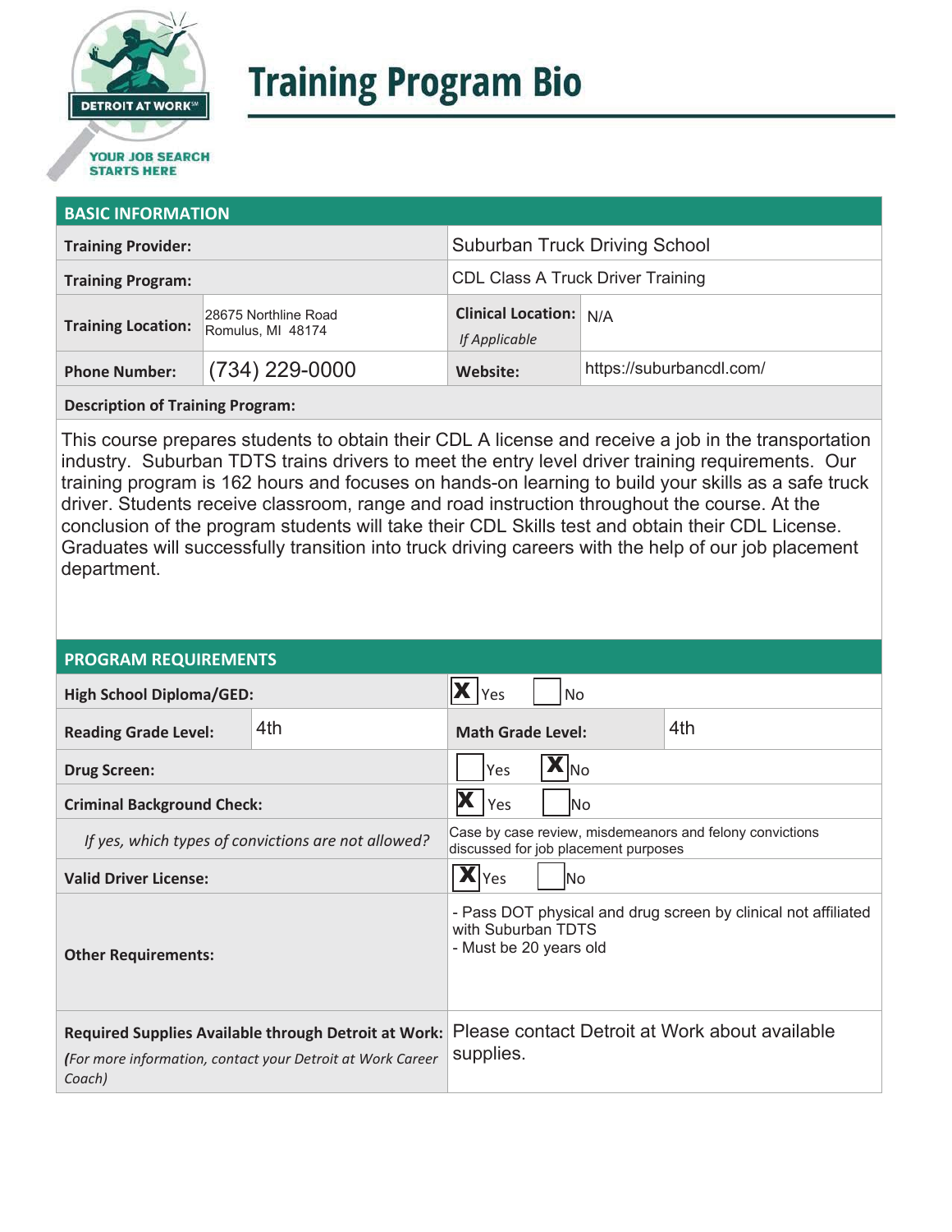DETROIT AT WORK℠

YOUR JOB SEARCH STARTS HERE

# Training Program Bio

## BASIC INFORMATION

| | | | |
|---|---|---|---|
| **Training Provider:** | | Suburban Truck Driving School | |
| **Training Program:** | | CDL Class A Truck Driver Training | |
| **Training Location:** | 28675 Northline Road Romulus, MI 48174 | **Clinical Location:** *If Applicable* | N/A |
| **Phone Number:** | (734) 229-0000 | **Website:** | https://suburbancdl.com/ |

**Description of Training Program:**

This course prepares students to obtain their CDL A license and receive a job in the transportation industry. Suburban TDTS trains drivers to meet the entry level driver training requirements. Our training program is 162 hours and focuses on hands-on learning to build your skills as a safe truck driver. Students receive classroom, range and road instruction throughout the course. At the conclusion of the program students will take their CDL Skills test and obtain their CDL License. Graduates will successfully transition into truck driving careers with the help of our job placement department.

## PROGRAM REQUIREMENTS

| | | | |
|---|---|---|---|
| **High School Diploma/GED:** | | [X] Yes [ ] No | |
| **Reading Grade Level:** | 4th | **Math Grade Level:** | 4th |
| **Drug Screen:** | | [ ] Yes [X] No | |
| **Criminal Background Check:** | | [X] Yes [ ] No | |
| *If yes, which types of convictions are not allowed?* | | Case by case review, misdemeanors and felony convictions discussed for job placement purposes | |
| **Valid Driver License:** | | [X] Yes [ ] No | |
| **Other Requirements:** | | - Pass DOT physical and drug screen by clinical not affiliated with Suburban TDTS<br>- Must be 20 years old | |
| **Required Supplies Available through Detroit at Work:** *(For more information, contact your Detroit at Work Career Coach)* | | Please contact Detroit at Work about available supplies. | |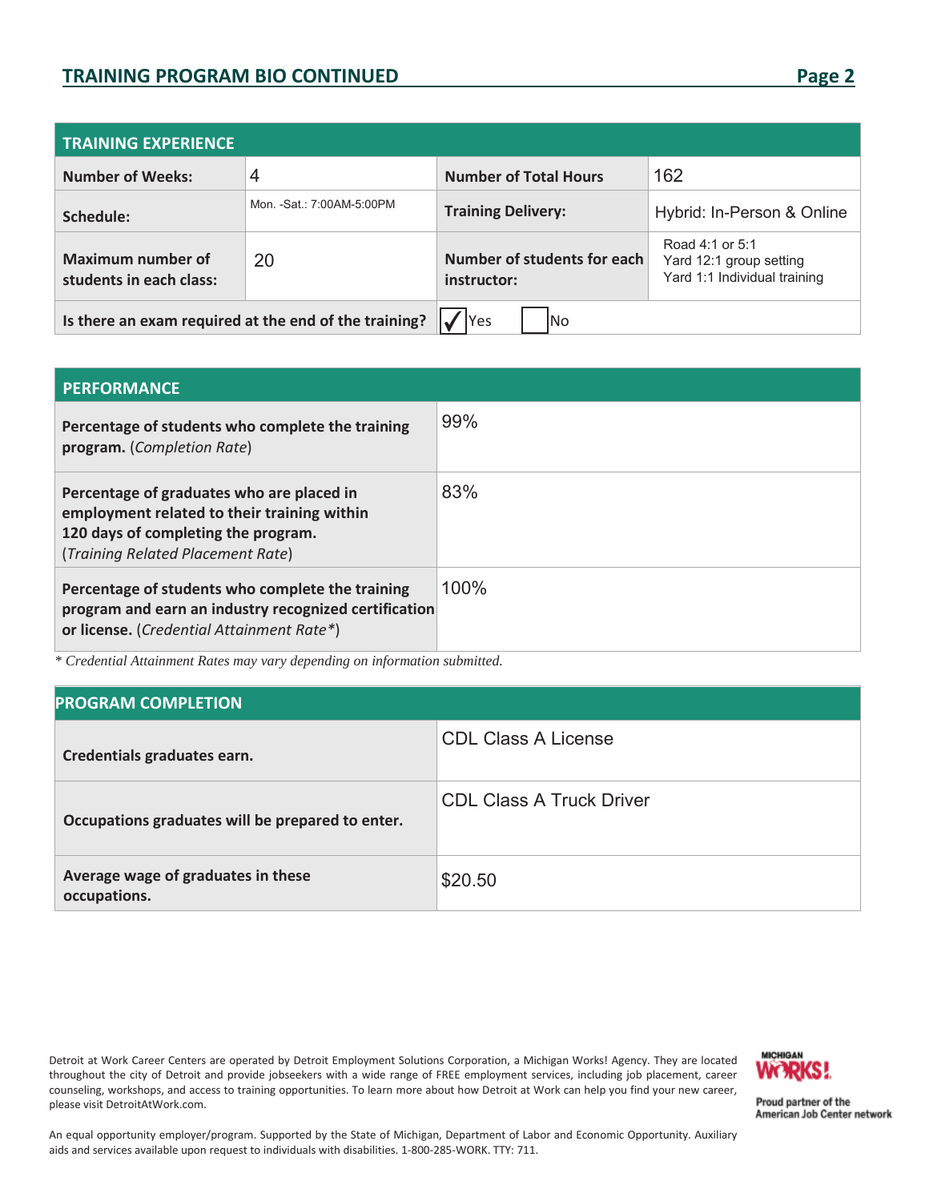## TRAINING PROGRAM BIO CONTINUED

| TRAINING EXPERIENCE | | | |
|---|---|---|---|
| **Number of Weeks:** | 4 | **Number of Total Hours** | 162 |
| **Schedule:** | Mon. -Sat.: 7:00AM-5:00PM | **Training Delivery:** | Hybrid: In-Person & Online |
| **Maximum number of students in each class:** | 20 | **Number of students for each instructor:** | Road 4:1 or 5:1<br>Yard 12:1 group setting<br>Yard 1:1 Individual training |
| **Is there an exam required at the end of the training?** | ☑ Yes ☐ No | | |

| PERFORMANCE | |
|---|---|
| **Percentage of students who complete the training program.** (*Completion Rate*) | 99% |
| **Percentage of graduates who are placed in employment related to their training within 120 days of completing the program.** (*Training Related Placement Rate*) | 83% |
| **Percentage of students who complete the training program and earn an industry recognized certification or license.** (*Credential Attainment Rate**) | 100% |

*\* Credential Attainment Rates may vary depending on information submitted.*

| PROGRAM COMPLETION | |
|---|---|
| **Credentials graduates earn.** | CDL Class A License |
| **Occupations graduates will be prepared to enter.** | CDL Class A Truck Driver |
| **Average wage of graduates in these occupations.** | $20.50 |

Detroit at Work Career Centers are operated by Detroit Employment Solutions Corporation, a Michigan Works! Agency. They are located throughout the city of Detroit and provide jobseekers with a wide range of FREE employment services, including job placement, career counseling, workshops, and access to training opportunities. To learn more about how Detroit at Work can help you find your new career, please visit DetroitAtWork.com.

MICHIGAN WORKS! Proud partner of the American Job Center network

An equal opportunity employer/program. Supported by the State of Michigan, Department of Labor and Economic Opportunity. Auxiliary aids and services available upon request to individuals with disabilities. 1-800-285-WORK. TTY: 711.